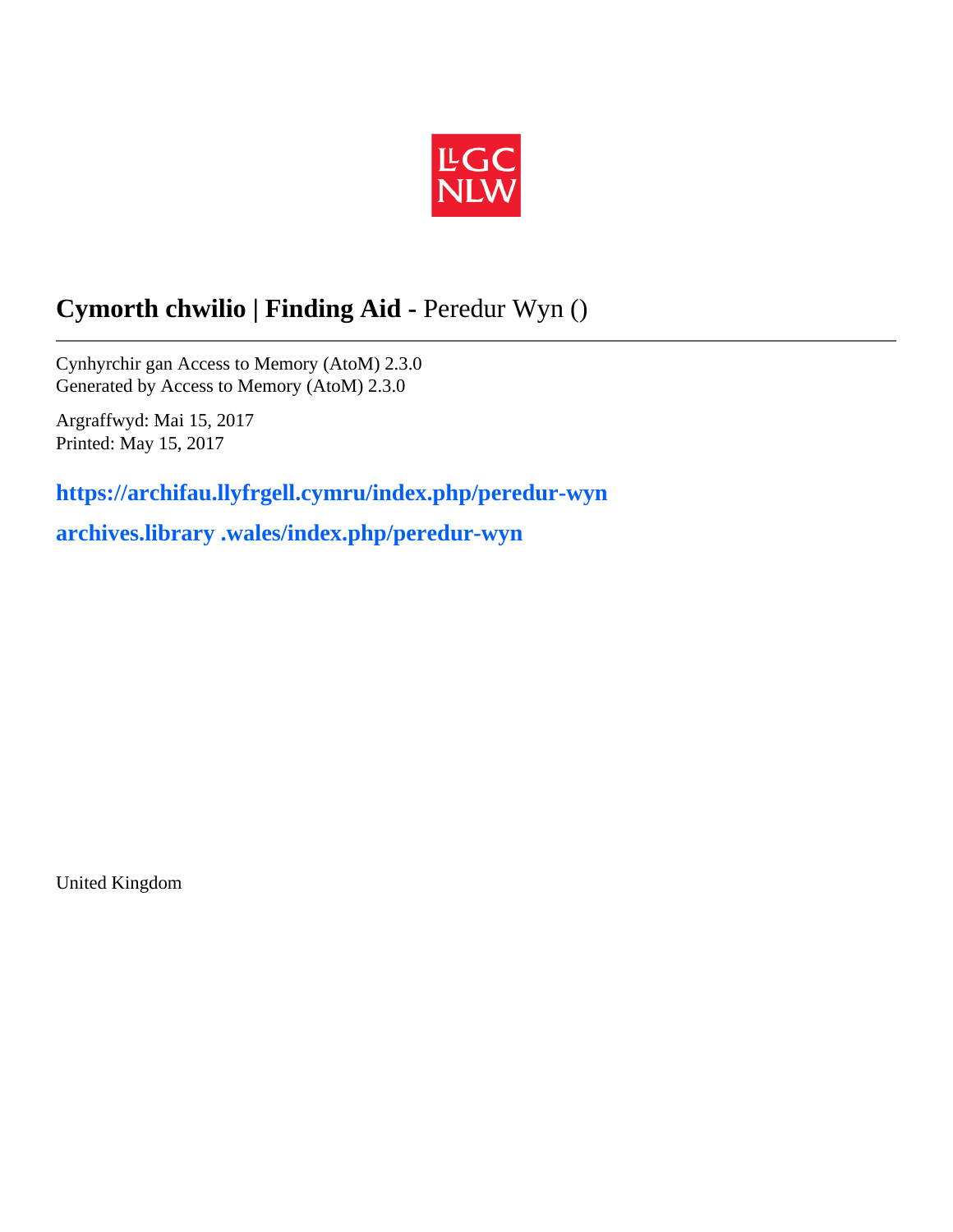LLGC
NLW

# **Cymorth chwilio | Finding Aid -** Peredur Wyn ()

---

Cynhyrchir gan Access to Memory (AtoM) 2.3.0
Generated by Access to Memory (AtoM) 2.3.0

Argraffwyd: Mai 15, 2017
Printed: May 15, 2017

**https://archifau.llyfrgell.cymru/index.php/peredur-wyn**

**archives.library .wales/index.php/peredur-wyn**

United Kingdom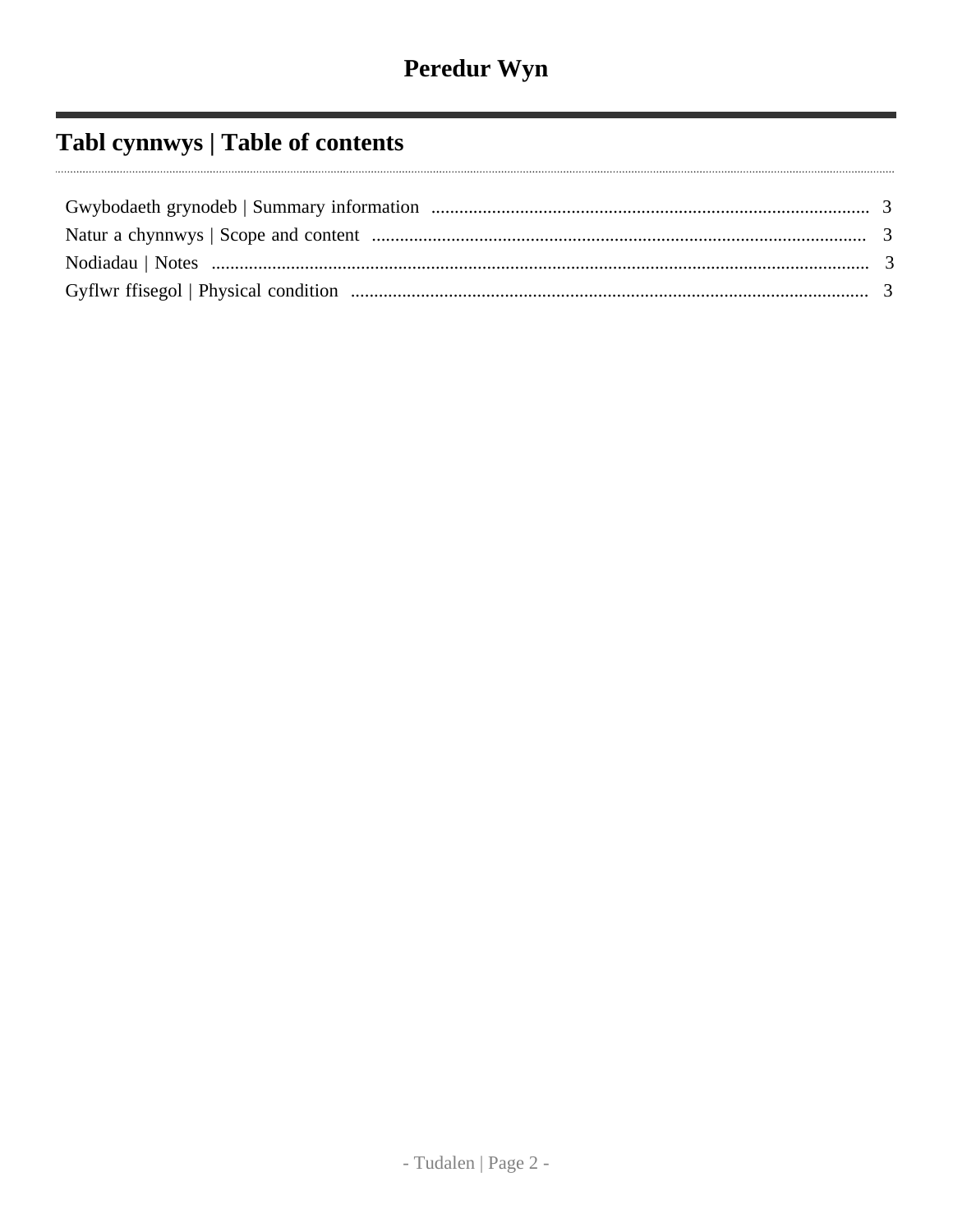# Peredur Wyn

## Tabl cynnwys | Table of contents

Gwybodaeth grynodeb | Summary information .......... 3
Natur a chynnwys | Scope and content .......... 3
Nodiadau | Notes .......... 3
Gyflwr ffisegol | Physical condition .......... 3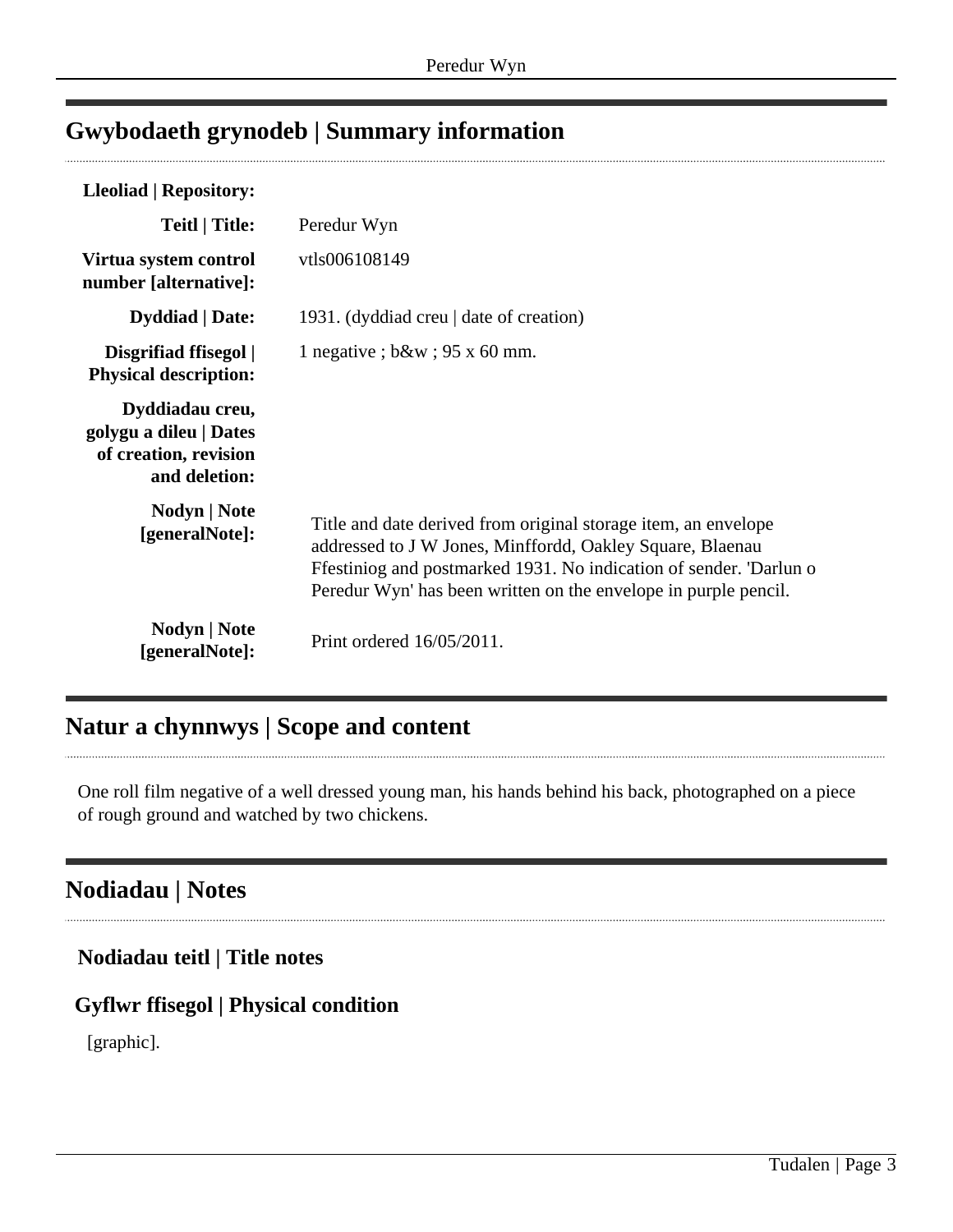## Gwybodaeth grynodeb | Summary information

| | |
|---|---|
| **Lleoliad \| Repository:** | |
| **Teitl \| Title:** | Peredur Wyn |
| **Virtua system control number [alternative]:** | vtls006108149 |
| **Dyddiad \| Date:** | 1931. (dyddiad creu \| date of creation) |
| **Disgrifiad ffisegol \| Physical description:** | 1 negative ; b&w ; 95 x 60 mm. |
| **Dyddiadau creu, golygu a dileu \| Dates of creation, revision and deletion:** | |
| **Nodyn \| Note [generalNote]:** | Title and date derived from original storage item, an envelope addressed to J W Jones, Minffordd, Oakley Square, Blaenau Ffestiniog and postmarked 1931. No indication of sender. 'Darlun o Peredur Wyn' has been written on the envelope in purple pencil. |
| **Nodyn \| Note [generalNote]:** | Print ordered 16/05/2011. |

## Natur a chynnwys | Scope and content

One roll film negative of a well dressed young man, his hands behind his back, photographed on a piece of rough ground and watched by two chickens.

## Nodiadau | Notes

### Nodiadau teitl | Title notes

### Gyflwr ffisegol | Physical condition

[graphic].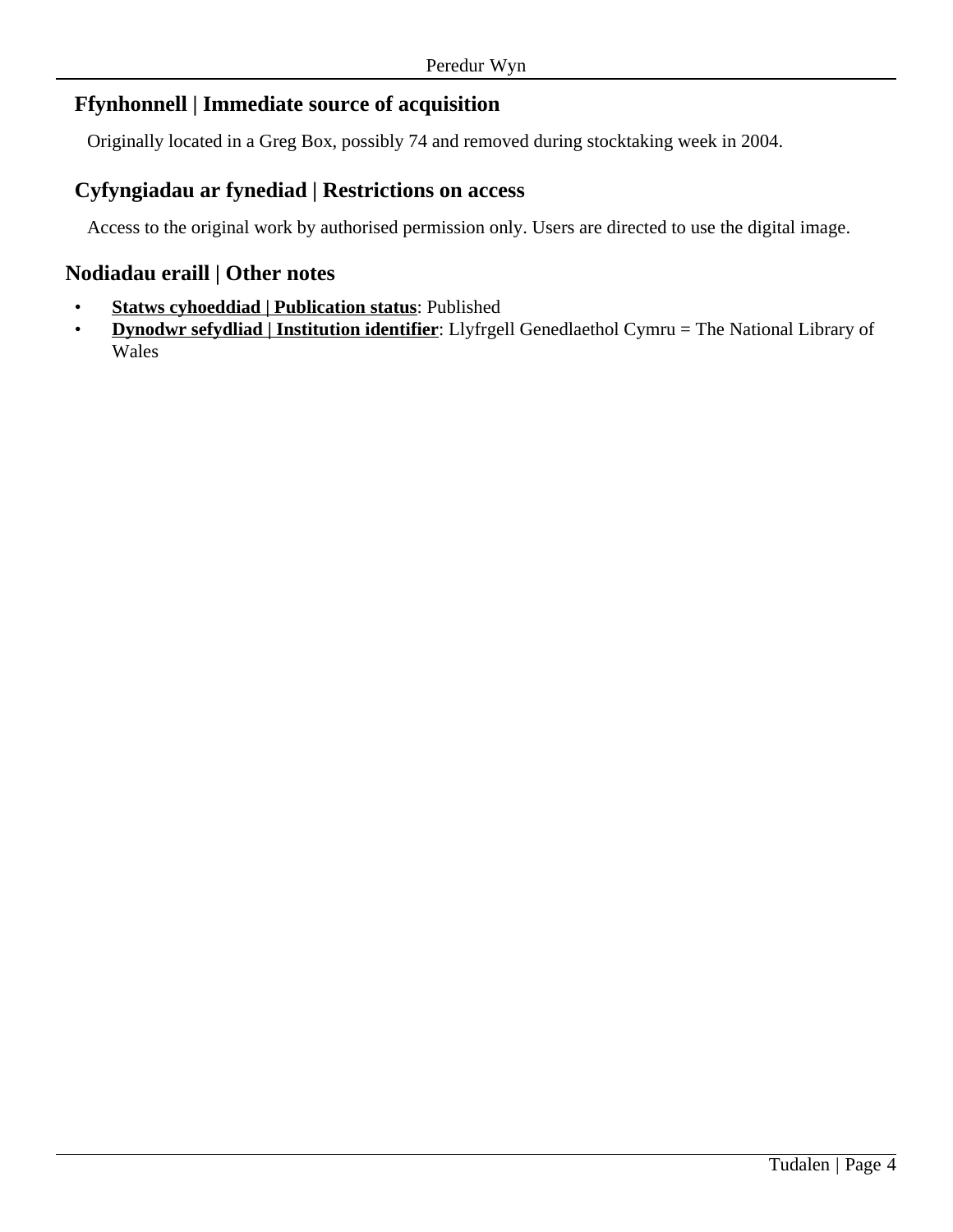## Ffynhonnell | Immediate source of acquisition

Originally located in a Greg Box, possibly 74 and removed during stocktaking week in 2004.

## Cyfyngiadau ar fynediad | Restrictions on access

Access to the original work by authorised permission only. Users are directed to use the digital image.

## Nodiadau eraill | Other notes

- **Statws cyhoeddiad | Publication status**: Published
- **Dynodwr sefydliad | Institution identifier**: Llyfrgell Genedlaethol Cymru = The National Library of Wales